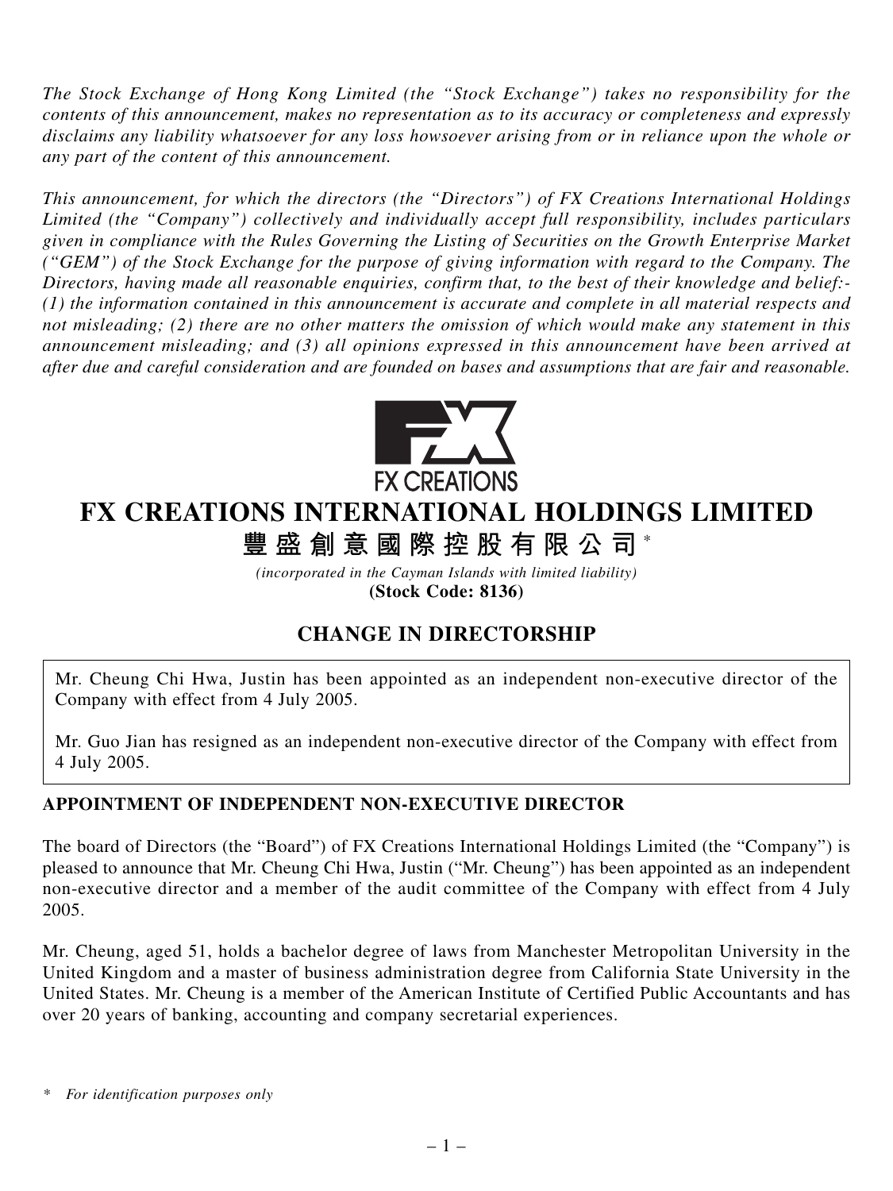*The Stock Exchange of Hong Kong Limited (the "Stock Exchange") takes no responsibility for the contents of this announcement, makes no representation as to its accuracy or completeness and expressly disclaims any liability whatsoever for any loss howsoever arising from or in reliance upon the whole or any part of the content of this announcement.*

*This announcement, for which the directors (the "Directors") of FX Creations International Holdings Limited (the "Company") collectively and individually accept full responsibility, includes particulars given in compliance with the Rules Governing the Listing of Securities on the Growth Enterprise Market ("GEM") of the Stock Exchange for the purpose of giving information with regard to the Company. The Directors, having made all reasonable enquiries, confirm that, to the best of their knowledge and belief:- (1) the information contained in this announcement is accurate and complete in all material respects and not misleading; (2) there are no other matters the omission of which would make any statement in this announcement misleading; and (3) all opinions expressed in this announcement have been arrived at after due and careful consideration and are founded on bases and assumptions that are fair and reasonable.*

FX CREATIONS

# FX CREATIONS INTERNATIONAL HOLDINGS LIMITED

# 豐盛創意國際控股有限公司*

*(incorporated in the Cayman Islands with limited liability)*

**(Stock Code: 8136)**

## CHANGE IN DIRECTORSHIP

Mr. Cheung Chi Hwa, Justin has been appointed as an independent non-executive director of the Company with effect from 4 July 2005.

Mr. Guo Jian has resigned as an independent non-executive director of the Company with effect from 4 July 2005.

### APPOINTMENT OF INDEPENDENT NON-EXECUTIVE DIRECTOR

The board of Directors (the "Board") of FX Creations International Holdings Limited (the "Company") is pleased to announce that Mr. Cheung Chi Hwa, Justin ("Mr. Cheung") has been appointed as an independent non-executive director and a member of the audit committee of the Company with effect from 4 July 2005.

Mr. Cheung, aged 51, holds a bachelor degree of laws from Manchester Metropolitan University in the United Kingdom and a master of business administration degree from California State University in the United States. Mr. Cheung is a member of the American Institute of Certified Public Accountants and has over 20 years of banking, accounting and company secretarial experiences.

\* *For identification purposes only*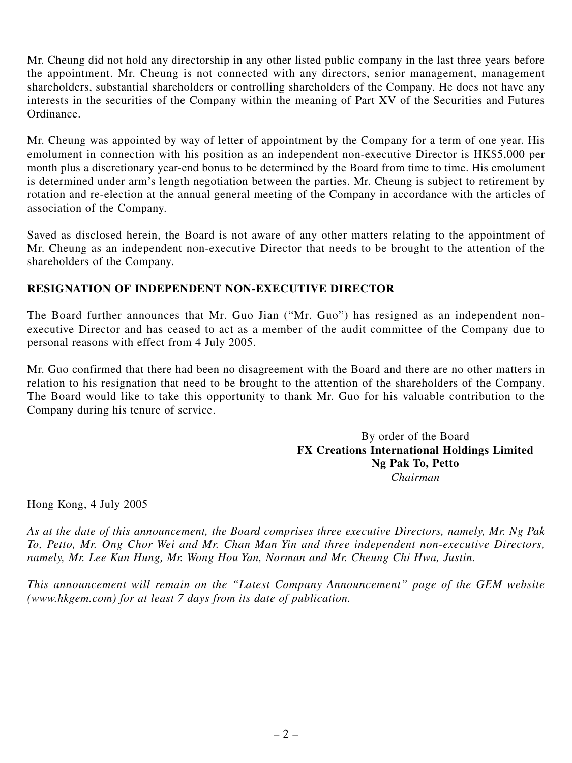Mr. Cheung did not hold any directorship in any other listed public company in the last three years before the appointment. Mr. Cheung is not connected with any directors, senior management, management shareholders, substantial shareholders or controlling shareholders of the Company. He does not have any interests in the securities of the Company within the meaning of Part XV of the Securities and Futures Ordinance.

Mr. Cheung was appointed by way of letter of appointment by the Company for a term of one year. His emolument in connection with his position as an independent non-executive Director is HK$5,000 per month plus a discretionary year-end bonus to be determined by the Board from time to time. His emolument is determined under arm's length negotiation between the parties. Mr. Cheung is subject to retirement by rotation and re-election at the annual general meeting of the Company in accordance with the articles of association of the Company.

Saved as disclosed herein, the Board is not aware of any other matters relating to the appointment of Mr. Cheung as an independent non-executive Director that needs to be brought to the attention of the shareholders of the Company.

## RESIGNATION OF INDEPENDENT NON-EXECUTIVE DIRECTOR

The Board further announces that Mr. Guo Jian ("Mr. Guo") has resigned as an independent non-executive Director and has ceased to act as a member of the audit committee of the Company due to personal reasons with effect from 4 July 2005.

Mr. Guo confirmed that there had been no disagreement with the Board and there are no other matters in relation to his resignation that need to be brought to the attention of the shareholders of the Company. The Board would like to take this opportunity to thank Mr. Guo for his valuable contribution to the Company during his tenure of service.

By order of the Board
**FX Creations International Holdings Limited**
**Ng Pak To, Petto**
*Chairman*

Hong Kong, 4 July 2005

*As at the date of this announcement, the Board comprises three executive Directors, namely, Mr. Ng Pak To, Petto, Mr. Ong Chor Wei and Mr. Chan Man Yin and three independent non-executive Directors, namely, Mr. Lee Kun Hung, Mr. Wong Hou Yan, Norman and Mr. Cheung Chi Hwa, Justin.*

*This announcement will remain on the "Latest Company Announcement" page of the GEM website (www.hkgem.com) for at least 7 days from its date of publication.*